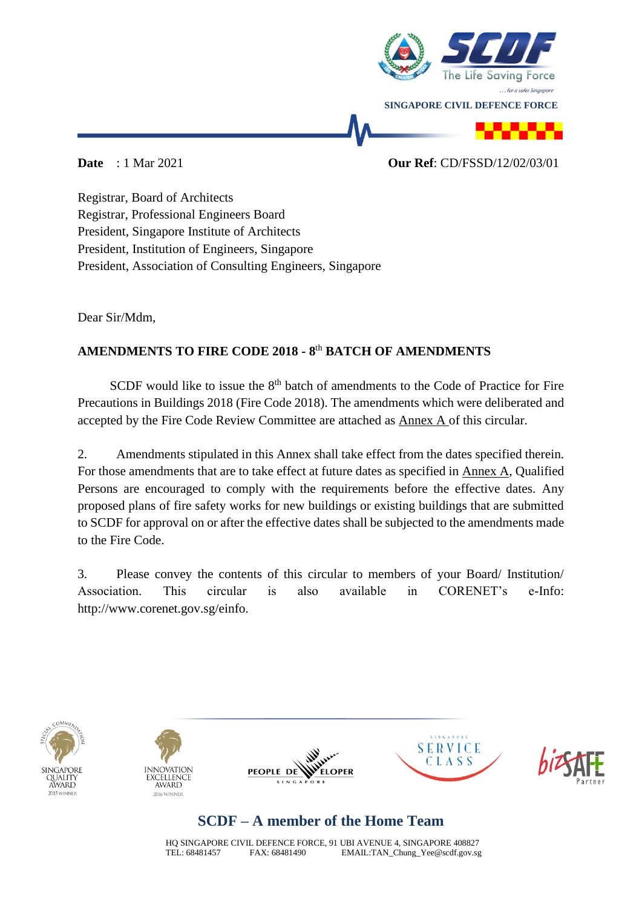SINGAPORE CIVIL DEFENCE FORCE

**Date** : 1 Mar 2021 **Our Ref**: CD/FSSD/12/02/03/01

Registrar, Board of Architects
Registrar, Professional Engineers Board
President, Singapore Institute of Architects
President, Institution of Engineers, Singapore
President, Association of Consulting Engineers, Singapore

Dear Sir/Mdm,

**AMENDMENTS TO FIRE CODE 2018 - 8th BATCH OF AMENDMENTS**

SCDF would like to issue the 8th batch of amendments to the Code of Practice for Fire Precautions in Buildings 2018 (Fire Code 2018). The amendments which were deliberated and accepted by the Fire Code Review Committee are attached as Annex A of this circular.

2. Amendments stipulated in this Annex shall take effect from the dates specified therein. For those amendments that are to take effect at future dates as specified in Annex A, Qualified Persons are encouraged to comply with the requirements before the effective dates. Any proposed plans of fire safety works for new buildings or existing buildings that are submitted to SCDF for approval on or after the effective dates shall be subjected to the amendments made to the Fire Code.

3. Please convey the contents of this circular to members of your Board/ Institution/ Association. This circular is also available in CORENET's e-Info: http://www.corenet.gov.sg/einfo.

**SCDF – A member of the Home Team**

HQ SINGAPORE CIVIL DEFENCE FORCE, 91 UBI AVENUE 4, SINGAPORE 408827
TEL: 68481457 FAX: 68481490 EMAIL:TAN_Chung_Yee@scdf.gov.sg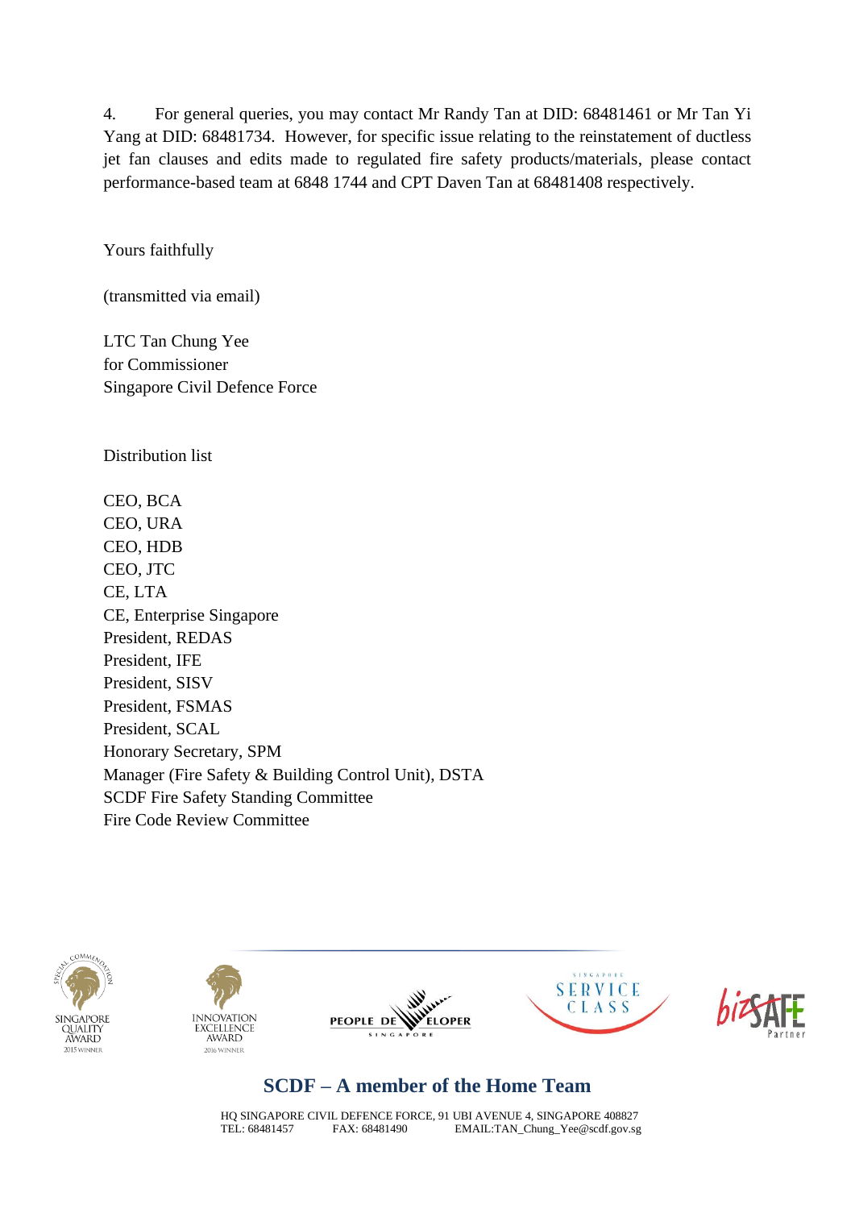4. For general queries, you may contact Mr Randy Tan at DID: 68481461 or Mr Tan Yi Yang at DID: 68481734. However, for specific issue relating to the reinstatement of ductless jet fan clauses and edits made to regulated fire safety products/materials, please contact performance-based team at 6848 1744 and CPT Daven Tan at 68481408 respectively.

Yours faithfully

(transmitted via email)

LTC Tan Chung Yee
for Commissioner
Singapore Civil Defence Force

Distribution list

CEO, BCA
CEO, URA
CEO, HDB
CEO, JTC
CE, LTA
CE, Enterprise Singapore
President, REDAS
President, IFE
President, SISV
President, FSMAS
President, SCAL
Honorary Secretary, SPM
Manager (Fire Safety & Building Control Unit), DSTA
SCDF Fire Safety Standing Committee
Fire Code Review Committee

**SCDF – A member of the Home Team**

HQ SINGAPORE CIVIL DEFENCE FORCE, 91 UBI AVENUE 4, SINGAPORE 408827
TEL: 68481457 FAX: 68481490 EMAIL:TAN_Chung_Yee@scdf.gov.sg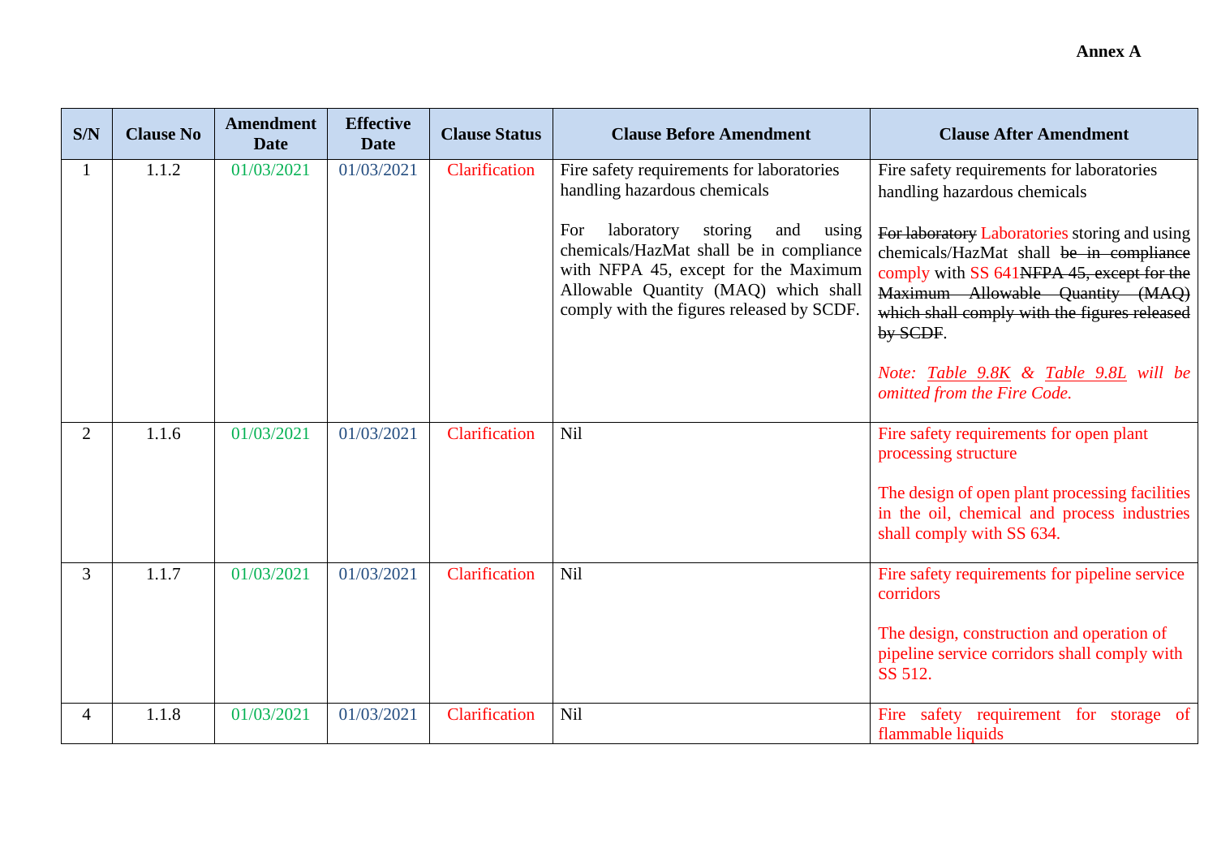**Annex A**

| S/N | Clause No | Amendment Date | Effective Date | Clause Status | Clause Before Amendment | Clause After Amendment |
|---|---|---|---|---|---|---|
| 1 | 1.1.2 | 01/03/2021 | 01/03/2021 | Clarification | Fire safety requirements for laboratories handling hazardous chemicals<br><br>For laboratory storing and using chemicals/HazMat shall be in compliance with NFPA 45, except for the Maximum Allowable Quantity (MAQ) which shall comply with the figures released by SCDF. | Fire safety requirements for laboratories handling hazardous chemicals<br><br>~~For laboratory~~ Laboratories storing and using chemicals/HazMat shall ~~be in compliance~~ comply with SS 641~~NFPA 45, except for the Maximum Allowable Quantity (MAQ) which shall comply with the figures released by SCDF~~.<br><br>*Note: Table 9.8K & Table 9.8L will be omitted from the Fire Code.* |
| 2 | 1.1.6 | 01/03/2021 | 01/03/2021 | Clarification | Nil | Fire safety requirements for open plant processing structure<br><br>The design of open plant processing facilities in the oil, chemical and process industries shall comply with SS 634. |
| 3 | 1.1.7 | 01/03/2021 | 01/03/2021 | Clarification | Nil | Fire safety requirements for pipeline service corridors<br><br>The design, construction and operation of pipeline service corridors shall comply with SS 512. |
| 4 | 1.1.8 | 01/03/2021 | 01/03/2021 | Clarification | Nil | Fire safety requirement for storage of flammable liquids |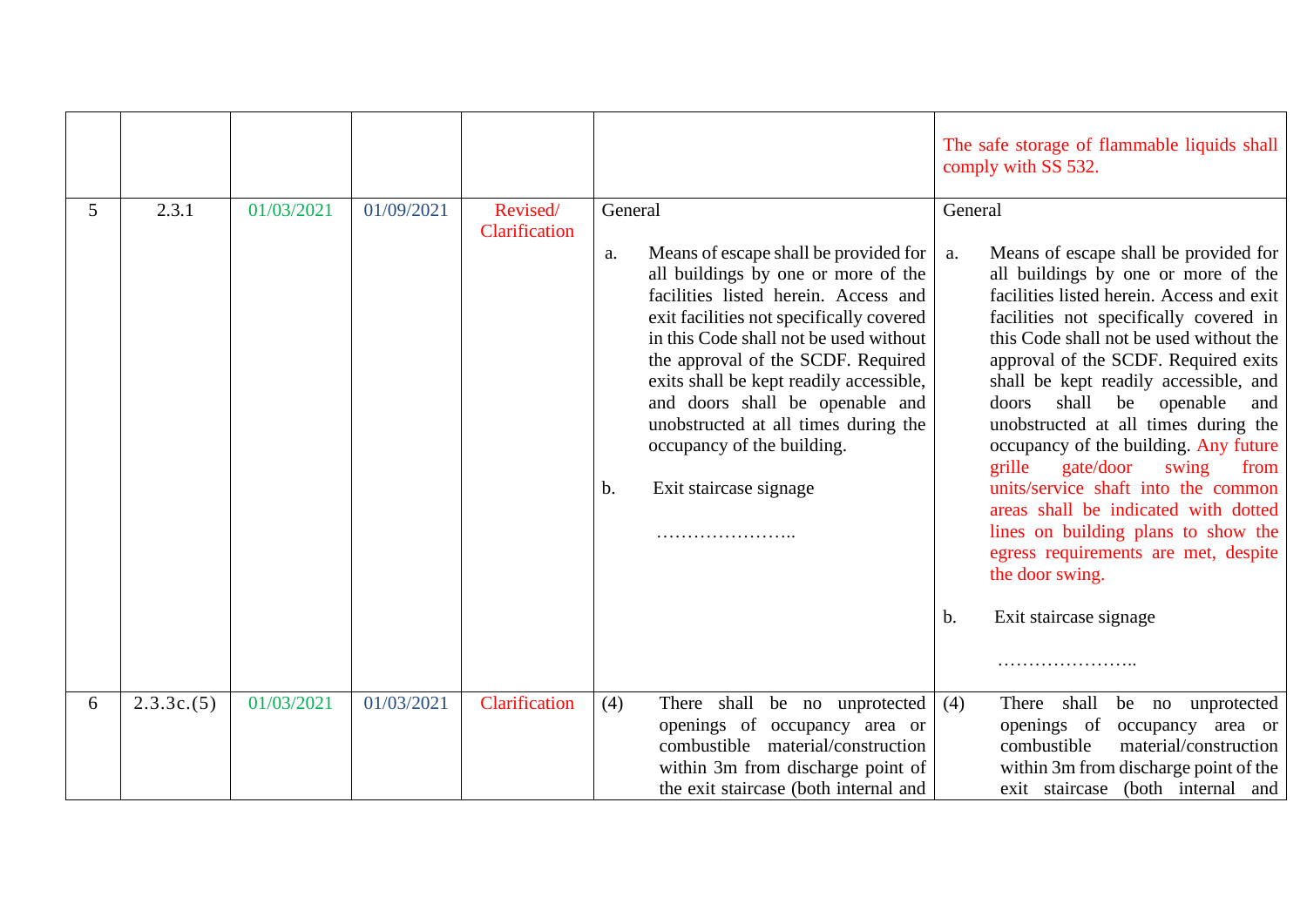|  |  |  |  |  |  |  |
|---|---|---|---|---|---|---|
|  |  |  |  |  |  | The safe storage of flammable liquids shall comply with SS 532. |
| 5 | 2.3.1 | 01/03/2021 | 01/09/2021 | Revised/ Clarification | General<br><br>a. Means of escape shall be provided for all buildings by one or more of the facilities listed herein. Access and exit facilities not specifically covered in this Code shall not be used without the approval of the SCDF. Required exits shall be kept readily accessible, and doors shall be openable and unobstructed at all times during the occupancy of the building.<br><br>b. Exit staircase signage<br><br>………………….. | General<br><br>a. Means of escape shall be provided for all buildings by one or more of the facilities listed herein. Access and exit facilities not specifically covered in this Code shall not be used without the approval of the SCDF. Required exits shall be kept readily accessible, and doors shall be openable and unobstructed at all times during the occupancy of the building. Any future grille gate/door swing from units/service shaft into the common areas shall be indicated with dotted lines on building plans to show the egress requirements are met, despite the door swing.<br><br>b. Exit staircase signage<br><br>………………….. |
| 6 | 2.3.3c.(5) | 01/03/2021 | 01/03/2021 | Clarification | (4) There shall be no unprotected openings of occupancy area or combustible material/construction within 3m from discharge point of the exit staircase (both internal and | (4) There shall be no unprotected openings of occupancy area or combustible material/construction within 3m from discharge point of the exit staircase (both internal and |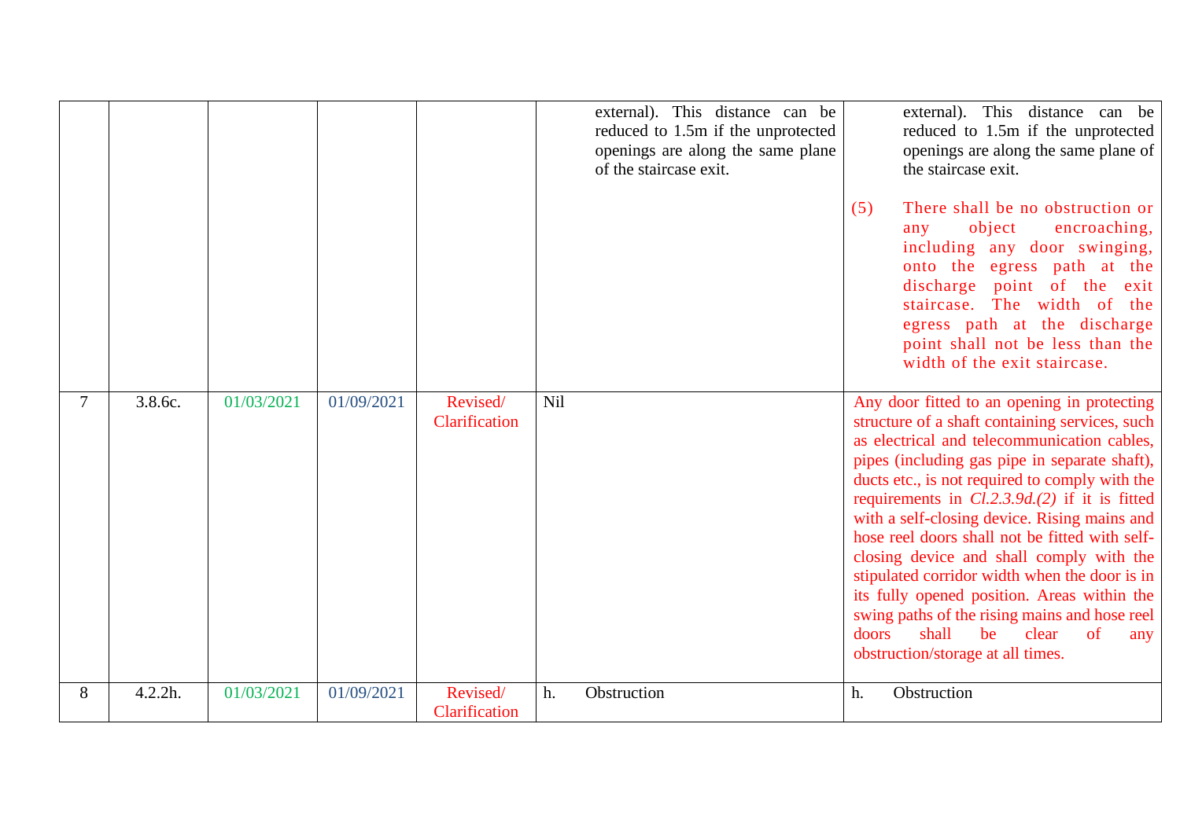| | | | | | | |
|---|---|---|---|---|---|---|
| | | | | | external). This distance can be reduced to 1.5m if the unprotected openings are along the same plane of the staircase exit. | external). This distance can be reduced to 1.5m if the unprotected openings are along the same plane of the staircase exit.<br><br>(5) There shall be no obstruction or any object encroaching, including any door swinging, onto the egress path at the discharge point of the exit staircase. The width of the egress path at the discharge point shall not be less than the width of the exit staircase. |
| 7 | 3.8.6c. | 01/03/2021 | 01/09/2021 | Revised/ Clarification | Nil | Any door fitted to an opening in protecting structure of a shaft containing services, such as electrical and telecommunication cables, pipes (including gas pipe in separate shaft), ducts etc., is not required to comply with the requirements in *Cl.2.3.9d.(2)* if it is fitted with a self-closing device. Rising mains and hose reel doors shall not be fitted with self-closing device and shall comply with the stipulated corridor width when the door is in its fully opened position. Areas within the swing paths of the rising mains and hose reel doors shall be clear of any obstruction/storage at all times. |
| 8 | 4.2.2h. | 01/03/2021 | 01/09/2021 | Revised/ Clarification | h. Obstruction | h. Obstruction |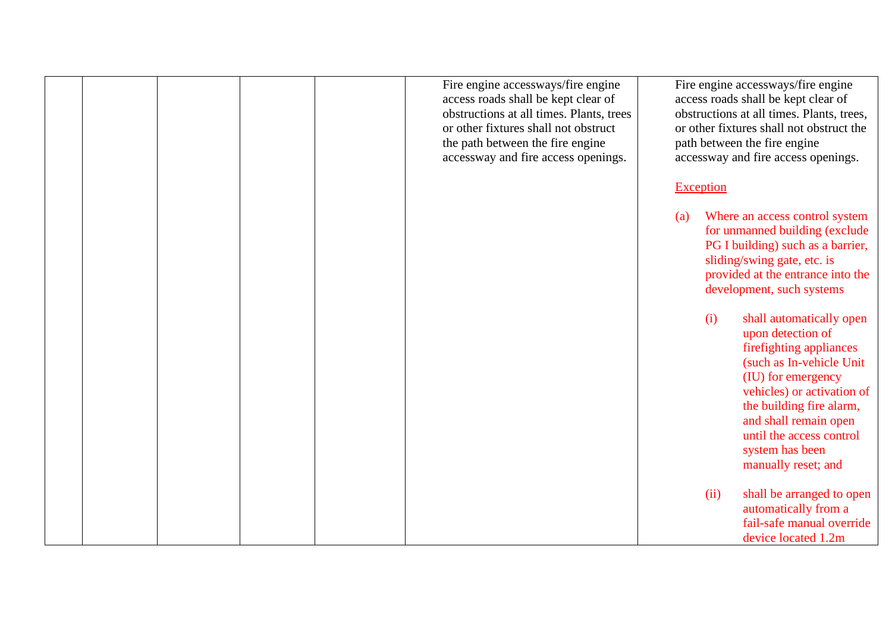| | | | | | | |
|---|---|---|---|---|---|---|
| | | | | | Fire engine accessways/fire engine access roads shall be kept clear of obstructions at all times. Plants, trees or other fixtures shall not obstruct the path between the fire engine accessway and fire access openings. | Fire engine accessways/fire engine access roads shall be kept clear of obstructions at all times. Plants, trees, or other fixtures shall not obstruct the path between the fire engine accessway and fire access openings.<br><br>Exception<br><br>(a) Where an access control system for unmanned building (exclude PG I building) such as a barrier, sliding/swing gate, etc. is provided at the entrance into the development, such systems<br><br>(i) shall automatically open upon detection of firefighting appliances (such as In-vehicle Unit (IU) for emergency vehicles) or activation of the building fire alarm, and shall remain open until the access control system has been manually reset; and<br><br>(ii) shall be arranged to open automatically from a fail-safe manual override device located 1.2m |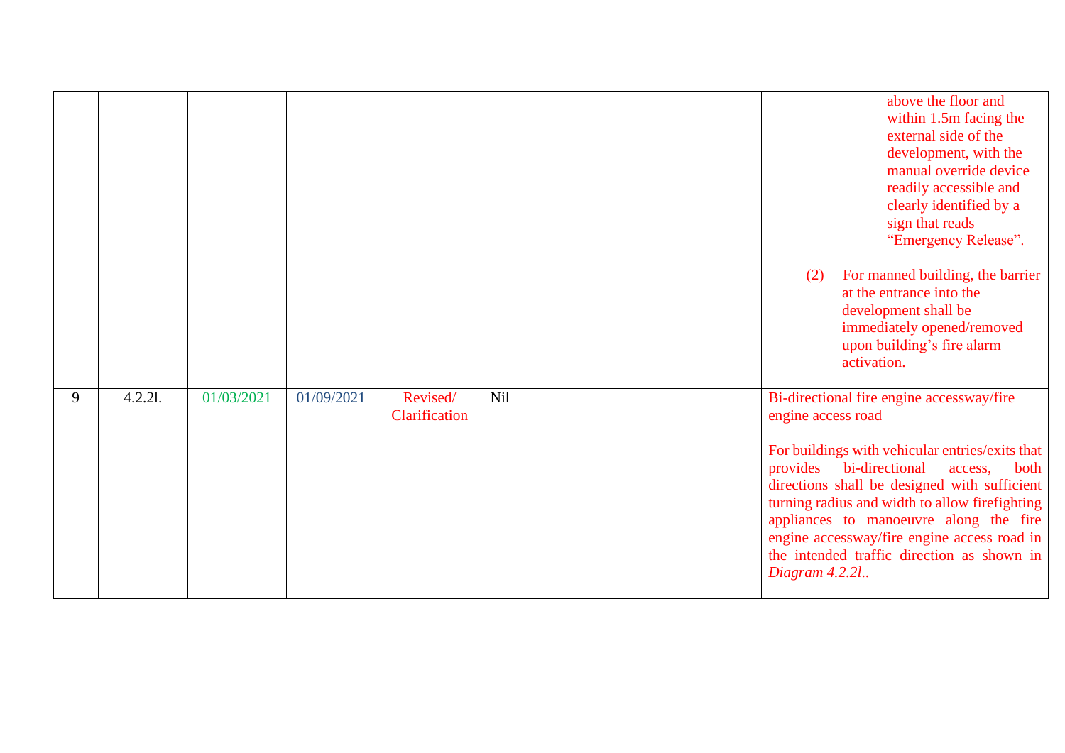|  |  |  |  |  |  |  |
|---|---|---|---|---|---|---|
|  |  |  |  |  |  | above the floor and within 1.5m facing the external side of the development, with the manual override device readily accessible and clearly identified by a sign that reads "Emergency Release".<br><br>(2) For manned building, the barrier at the entrance into the development shall be immediately opened/removed upon building's fire alarm activation. |
| 9 | 4.2.2l. | 01/03/2021 | 01/09/2021 | Revised/ Clarification | Nil | Bi-directional fire engine accessway/fire engine access road<br><br>For buildings with vehicular entries/exits that provides bi-directional access, both directions shall be designed with sufficient turning radius and width to allow firefighting appliances to manoeuvre along the fire engine accessway/fire engine access road in the intended traffic direction as shown in *Diagram 4.2.2l.*. |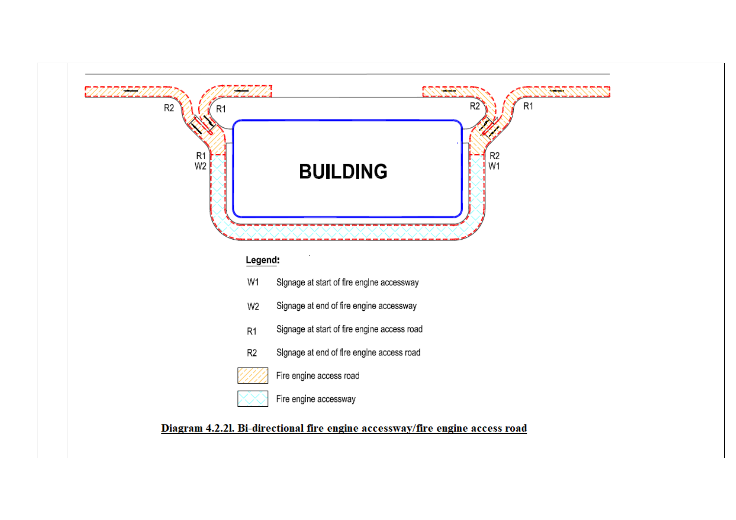Legend:

| | |
|---|---|
| W1 | Signage at start of fire engine accessway |
| W2 | Signage at end of fire engine accessway |
| R1 | Signage at start of fire engine access road |
| R2 | Signage at end of fire engine access road |
| | Fire engine access road |
| | Fire engine accessway |

**Diagram 4.2.2l. Bi-directional fire engine accessway/fire engine access road**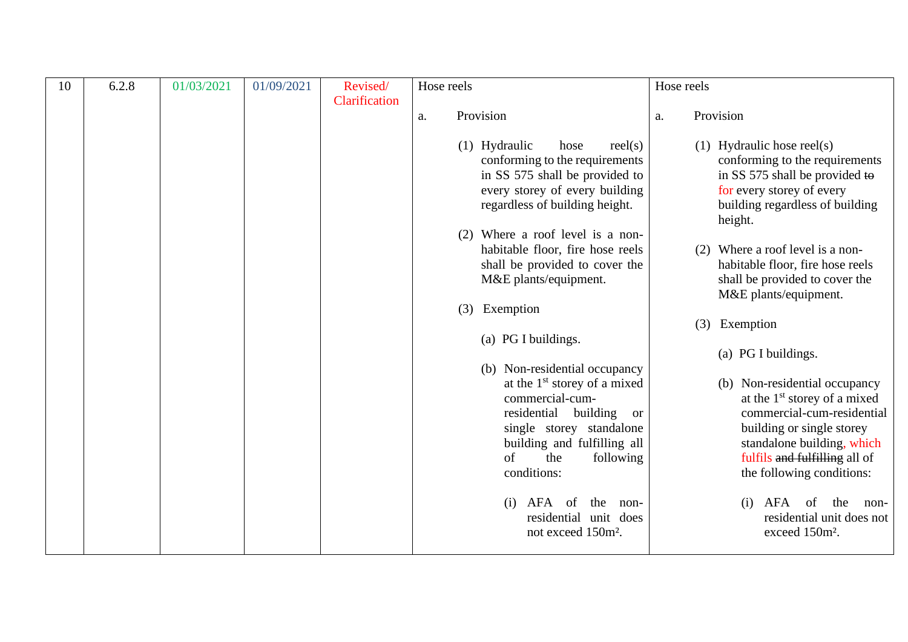| 10 | 6.2.8 | 01/03/2021 | 01/09/2021 | Revised/ Clarification | Hose reels<br><br>a. Provision<br><br>(1) Hydraulic hose reel(s) conforming to the requirements in SS 575 shall be provided to every storey of every building regardless of building height.<br><br>(2) Where a roof level is a non-habitable floor, fire hose reels shall be provided to cover the M&E plants/equipment.<br><br>(3) Exemption<br><br>(a) PG I buildings.<br><br>(b) Non-residential occupancy at the 1st storey of a mixed commercial-cum-residential building or single storey standalone building and fulfilling all of the following conditions:<br><br>(i) AFA of the non-residential unit does not exceed 150m². | Hose reels<br><br>a. Provision<br><br>(1) Hydraulic hose reel(s) conforming to the requirements in SS 575 shall be provided ~~to~~ for every storey of every building regardless of building height.<br><br>(2) Where a roof level is a non-habitable floor, fire hose reels shall be provided to cover the M&E plants/equipment.<br><br>(3) Exemption<br><br>(a) PG I buildings.<br><br>(b) Non-residential occupancy at the 1st storey of a mixed commercial-cum-residential building or single storey standalone building, which fulfils ~~and fulfilling~~ all of the following conditions:<br><br>(i) AFA of the non-residential unit does not exceed 150m². |
|---|---|---|---|---|---|---|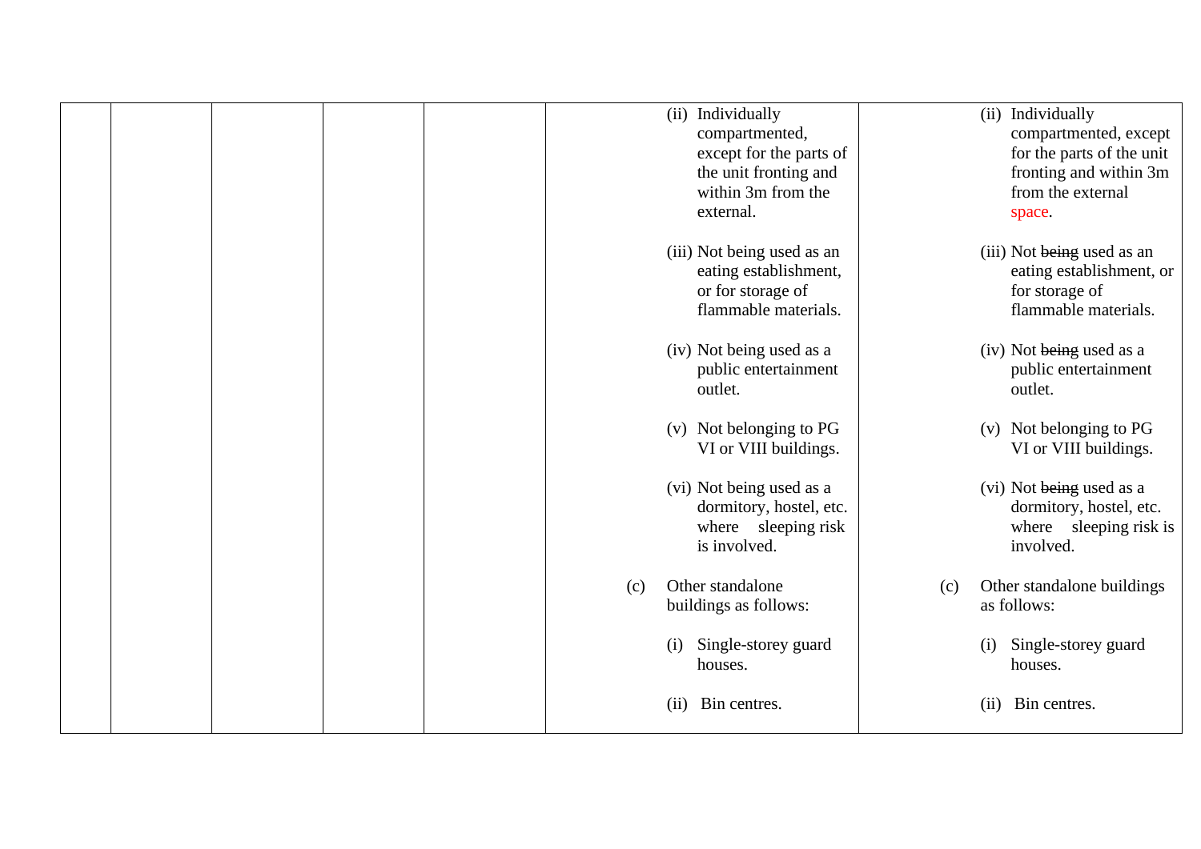| | | | | | | |
|---|---|---|---|---|---|---|
| | | | | | (ii) Individually compartmented, except for the parts of the unit fronting and within 3m from the external.<br><br>(iii) Not being used as an eating establishment, or for storage of flammable materials.<br><br>(iv) Not being used as a public entertainment outlet.<br><br>(v) Not belonging to PG VI or VIII buildings.<br><br>(vi) Not being used as a dormitory, hostel, etc. where sleeping risk is involved.<br><br>(c) Other standalone buildings as follows:<br><br>(i) Single-storey guard houses.<br><br>(ii) Bin centres. | (ii) Individually compartmented, except for the parts of the unit fronting and within 3m from the external space.<br><br>(iii) Not ~~being~~ used as an eating establishment, or for storage of flammable materials.<br><br>(iv) Not ~~being~~ used as a public entertainment outlet.<br><br>(v) Not belonging to PG VI or VIII buildings.<br><br>(vi) Not ~~being~~ used as a dormitory, hostel, etc. where sleeping risk is involved.<br><br>(c) Other standalone buildings as follows:<br><br>(i) Single-storey guard houses.<br><br>(ii) Bin centres. |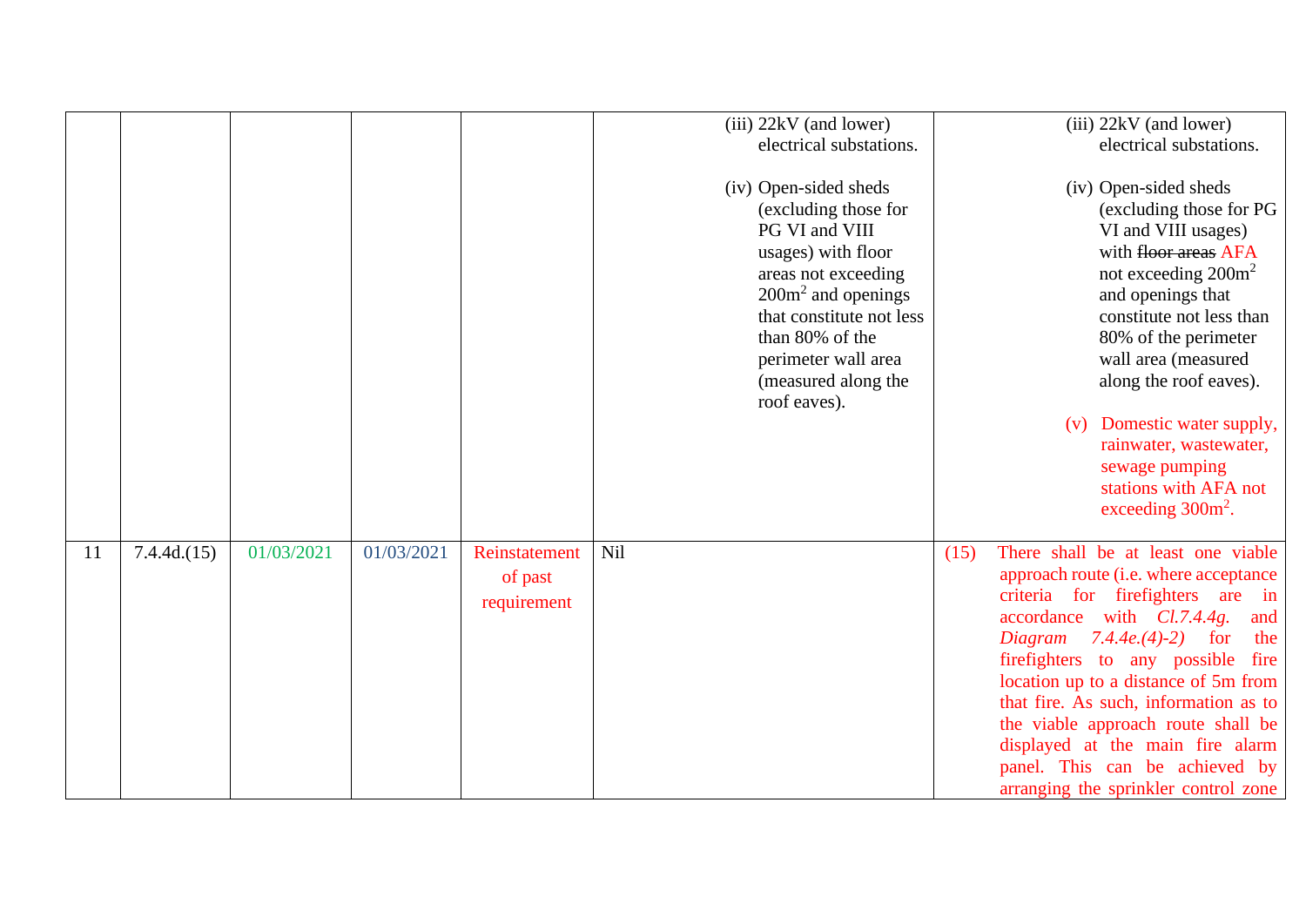| | | | | | | |
|---|---|---|---|---|---|---|
| | | | | | (iii) 22kV (and lower) electrical substations.<br><br>(iv) Open-sided sheds (excluding those for PG VI and VIII usages) with floor areas not exceeding 200m$^2$ and openings that constitute not less than 80% of the perimeter wall area (measured along the roof eaves). | (iii) 22kV (and lower) electrical substations.<br><br>(iv) Open-sided sheds (excluding those for PG VI and VIII usages) with ~~floor areas~~ AFA not exceeding 200m$^2$ and openings that constitute not less than 80% of the perimeter wall area (measured along the roof eaves).<br><br>(v) Domestic water supply, rainwater, wastewater, sewage pumping stations with AFA not exceeding 300m$^2$. |
| 11 | 7.4.4d.(15) | 01/03/2021 | 01/03/2021 | Reinstatement of past requirement | Nil | (15) There shall be at least one viable approach route (i.e. where acceptance criteria for firefighters are in accordance with *Cl.7.4.4g.* and *Diagram 7.4.4e.(4)-2)* for the firefighters to any possible fire location up to a distance of 5m from that fire. As such, information as to the viable approach route shall be displayed at the main fire alarm panel. This can be achieved by arranging the sprinkler control zone |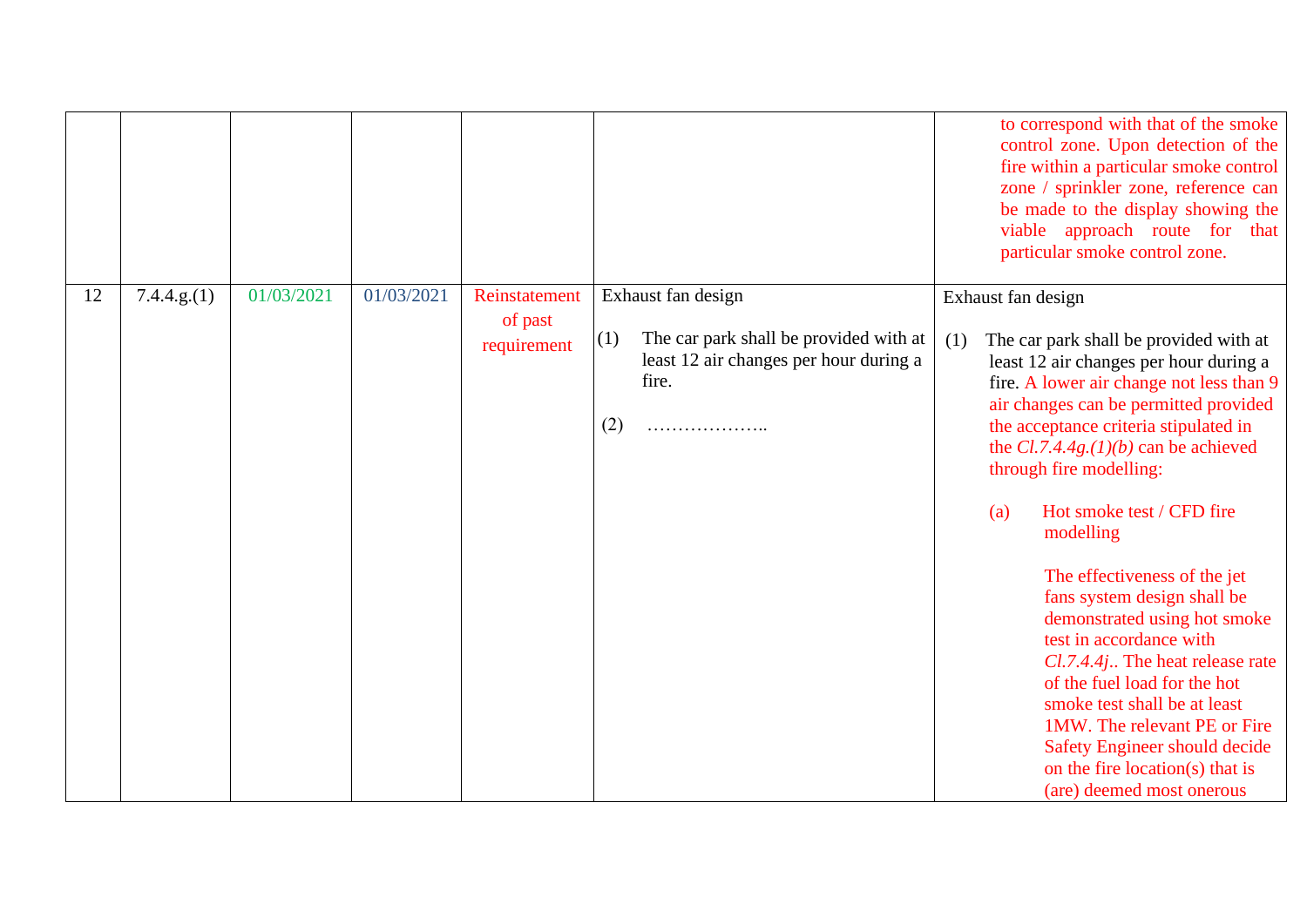| | | | | | | |
|---|---|---|---|---|---|---|
| | | | | | | to correspond with that of the smoke control zone. Upon detection of the fire within a particular smoke control zone / sprinkler zone, reference can be made to the display showing the viable approach route for that particular smoke control zone. |
| 12 | 7.4.4.g.(1) | 01/03/2021 | 01/03/2021 | Reinstatement of past requirement | Exhaust fan design<br><br>(1) The car park shall be provided with at least 12 air changes per hour during a fire.<br><br>(2) ……………….. | Exhaust fan design<br><br>(1) The car park shall be provided with at least 12 air changes per hour during a fire. A lower air change not less than 9 air changes can be permitted provided the acceptance criteria stipulated in the *Cl.7.4.4g.(1)(b)* can be achieved through fire modelling:<br><br>(a) Hot smoke test / CFD fire modelling<br><br>The effectiveness of the jet fans system design shall be demonstrated using hot smoke test in accordance with *Cl.7.4.4j.*. The heat release rate of the fuel load for the hot smoke test shall be at least 1MW. The relevant PE or Fire Safety Engineer should decide on the fire location(s) that is (are) deemed most onerous |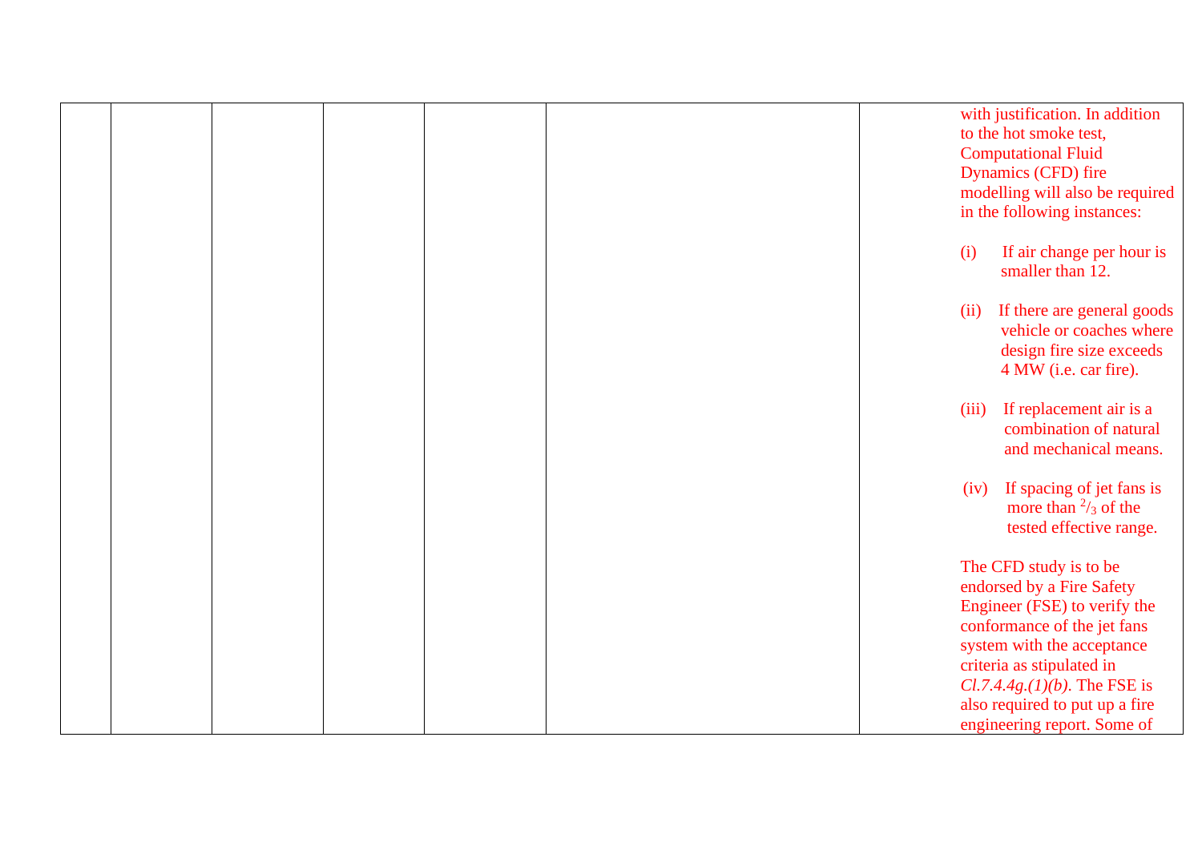| | | | | | | |
|---|---|---|---|---|---|---|
| | | | | | | with justification. In addition to the hot smoke test, Computational Fluid Dynamics (CFD) fire modelling will also be required in the following instances:<br><br>(i) If air change per hour is smaller than 12.<br><br>(ii) If there are general goods vehicle or coaches where design fire size exceeds 4 MW (i.e. car fire).<br><br>(iii) If replacement air is a combination of natural and mechanical means.<br><br>(iv) If spacing of jet fans is more than $^{2}/_{3}$ of the tested effective range.<br><br>The CFD study is to be endorsed by a Fire Safety Engineer (FSE) to verify the conformance of the jet fans system with the acceptance criteria as stipulated in *Cl.7.4.4g.(1)(b)*. The FSE is also required to put up a fire engineering report. Some of |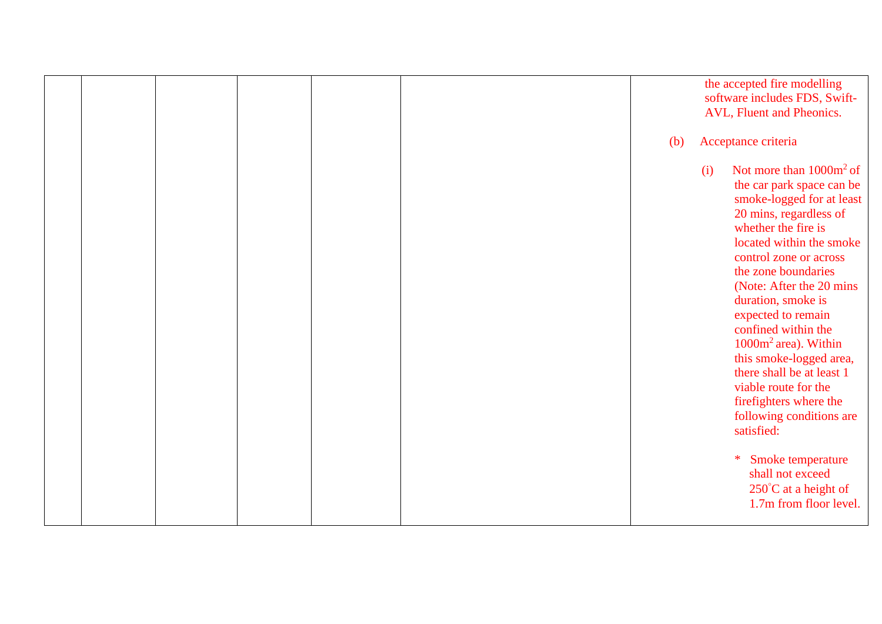|  |  |  |  |  |  |  |
|---|---|---|---|---|---|---|
|  |  |  |  |  |  | the accepted fire modelling software includes FDS, Swift-AVL, Fluent and Pheonics.<br><br>(b) Acceptance criteria<br><br>(i) Not more than $1000m^2$ of the car park space can be smoke-logged for at least 20 mins, regardless of whether the fire is located within the smoke control zone or across the zone boundaries (Note: After the 20 mins duration, smoke is expected to remain confined within the $1000m^2$ area). Within this smoke-logged area, there shall be at least 1 viable route for the firefighters where the following conditions are satisfied:<br><br>* Smoke temperature shall not exceed $250^{\circ}C$ at a height of 1.7m from floor level. |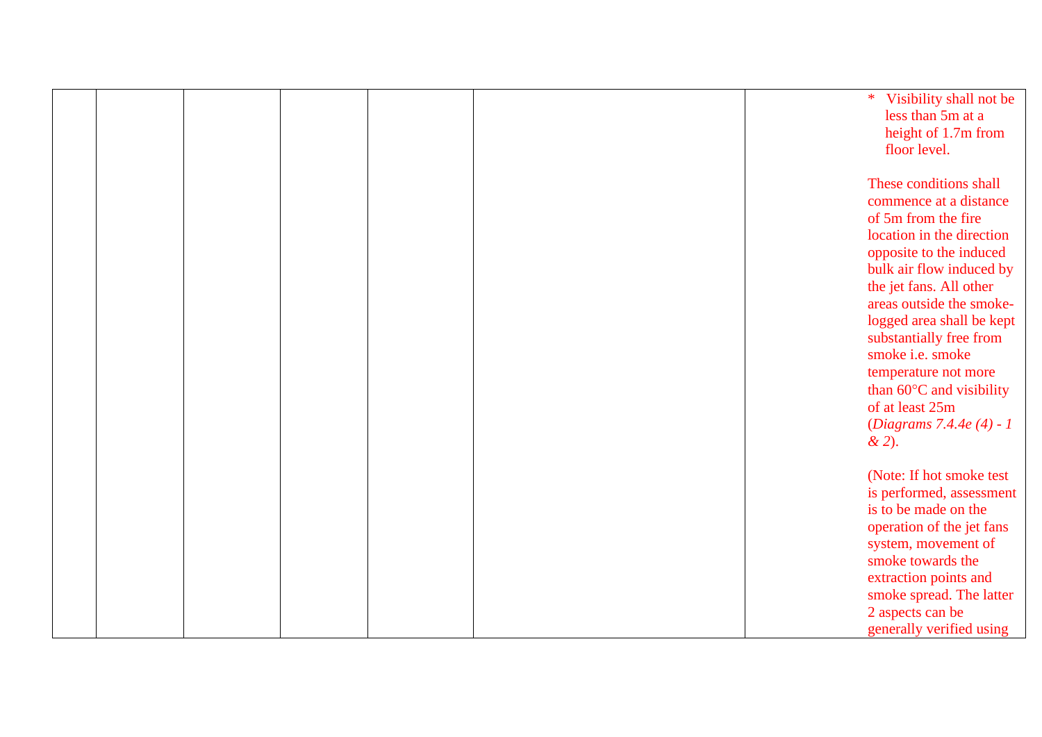|  |  |  |  |  |  |  |
|---|---|---|---|---|---|---|
|  |  |  |  |  |  | * Visibility shall not be less than 5m at a height of 1.7m from floor level.<br><br>These conditions shall commence at a distance of 5m from the fire location in the direction opposite to the induced bulk air flow induced by the jet fans. All other areas outside the smoke-logged area shall be kept substantially free from smoke i.e. smoke temperature not more than 60°C and visibility of at least 25m (*Diagrams 7.4.4e (4) - 1 & 2*).<br><br>(Note: If hot smoke test is performed, assessment is to be made on the operation of the jet fans system, movement of smoke towards the extraction points and smoke spread. The latter 2 aspects can be generally verified using |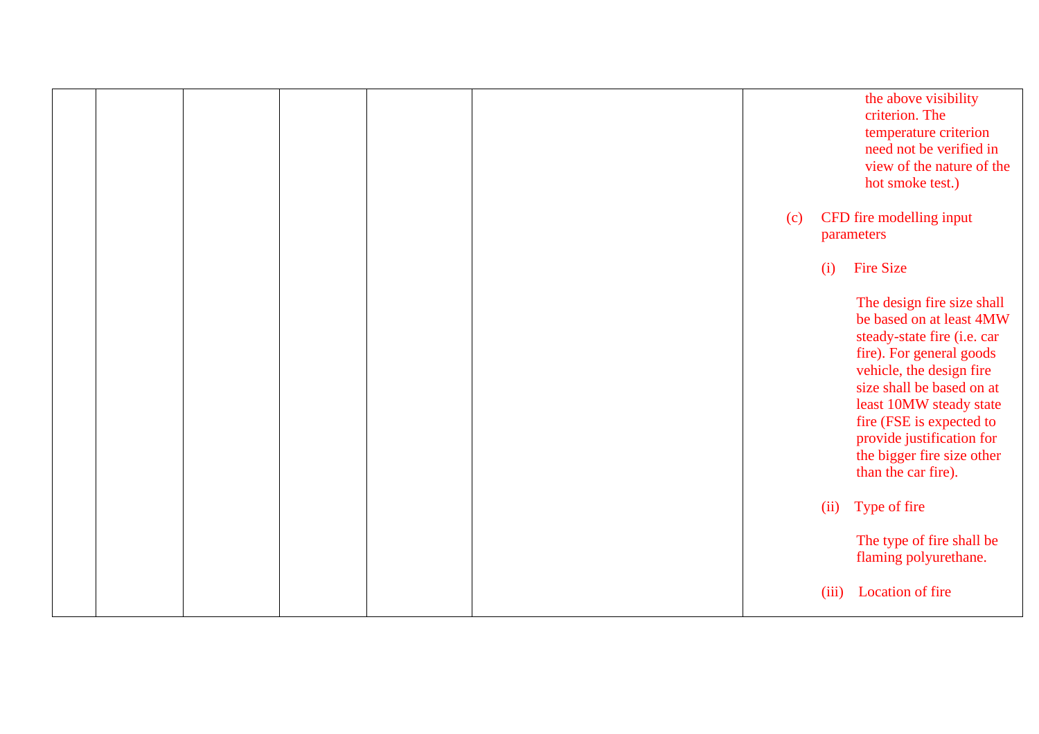| | | | | | | |
|---|---|---|---|---|---|---|
| | | | | | | the above visibility criterion. The temperature criterion need not be verified in view of the nature of the hot smoke test.)<br><br>(c) CFD fire modelling input parameters<br><br>(i) Fire Size<br><br>The design fire size shall be based on at least 4MW steady-state fire (i.e. car fire). For general goods vehicle, the design fire size shall be based on at least 10MW steady state fire (FSE is expected to provide justification for the bigger fire size other than the car fire).<br><br>(ii) Type of fire<br><br>The type of fire shall be flaming polyurethane.<br><br>(iii) Location of fire |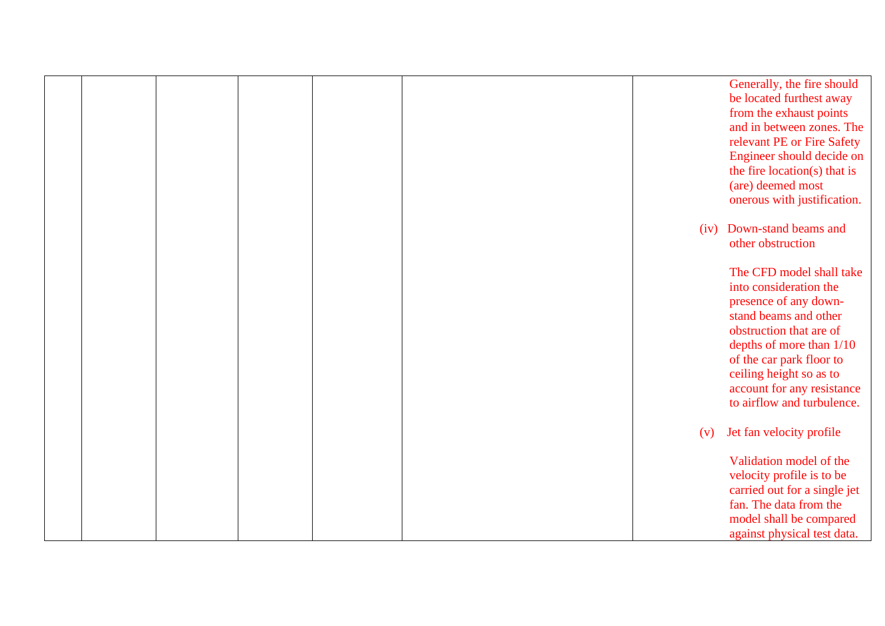| | | | | | | |
|---|---|---|---|---|---|---|
| | | | | | | Generally, the fire should be located furthest away from the exhaust points and in between zones. The relevant PE or Fire Safety Engineer should decide on the fire location(s) that is (are) deemed most onerous with justification.<br><br>(iv) Down-stand beams and other obstruction<br><br>The CFD model shall take into consideration the presence of any down-stand beams and other obstruction that are of depths of more than 1/10 of the car park floor to ceiling height so as to account for any resistance to airflow and turbulence.<br><br>(v) Jet fan velocity profile<br><br>Validation model of the velocity profile is to be carried out for a single jet fan. The data from the model shall be compared against physical test data. |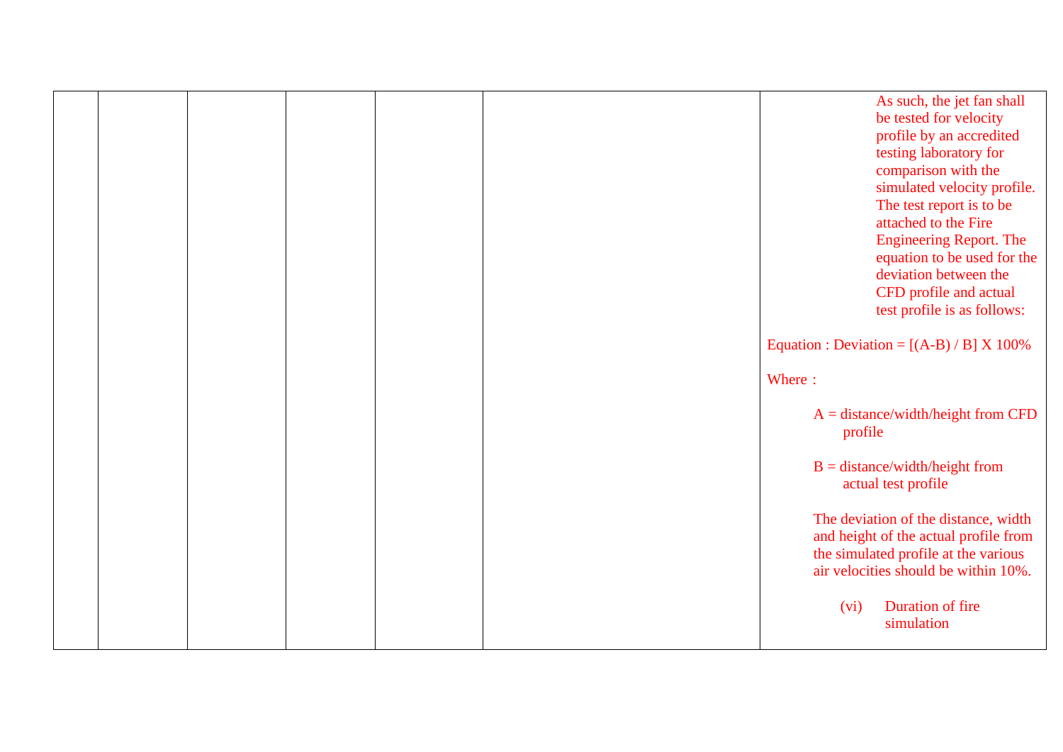| | | | | | | |
|---|---|---|---|---|---|---|
| | | | | | | As such, the jet fan shall be tested for velocity profile by an accredited testing laboratory for comparison with the simulated velocity profile. The test report is to be attached to the Fire Engineering Report. The equation to be used for the deviation between the CFD profile and actual test profile is as follows:<br><br>Equation : Deviation = $[(A-B) / B] \times 100\%$<br><br>Where :<br><br>A = distance/width/height from CFD profile<br><br>B = distance/width/height from actual test profile<br><br>The deviation of the distance, width and height of the actual profile from the simulated profile at the various air velocities should be within 10%.<br><br>(vi) Duration of fire simulation |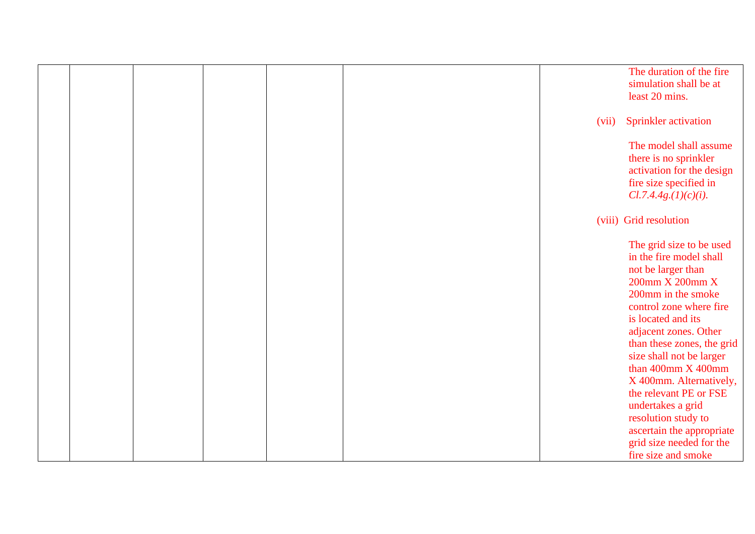|  |  |  |  |  |  |  |
|---|---|---|---|---|---|---|
|  |  |  |  |  |  | The duration of the fire simulation shall be at least 20 mins.<br><br>(vii) Sprinkler activation<br><br>The model shall assume there is no sprinkler activation for the design fire size specified in *Cl.7.4.4g.(1)(c)(i).*<br><br>(viii) Grid resolution<br><br>The grid size to be used in the fire model shall not be larger than 200mm X 200mm X 200mm in the smoke control zone where fire is located and its adjacent zones. Other than these zones, the grid size shall not be larger than 400mm X 400mm X 400mm. Alternatively, the relevant PE or FSE undertakes a grid resolution study to ascertain the appropriate grid size needed for the fire size and smoke |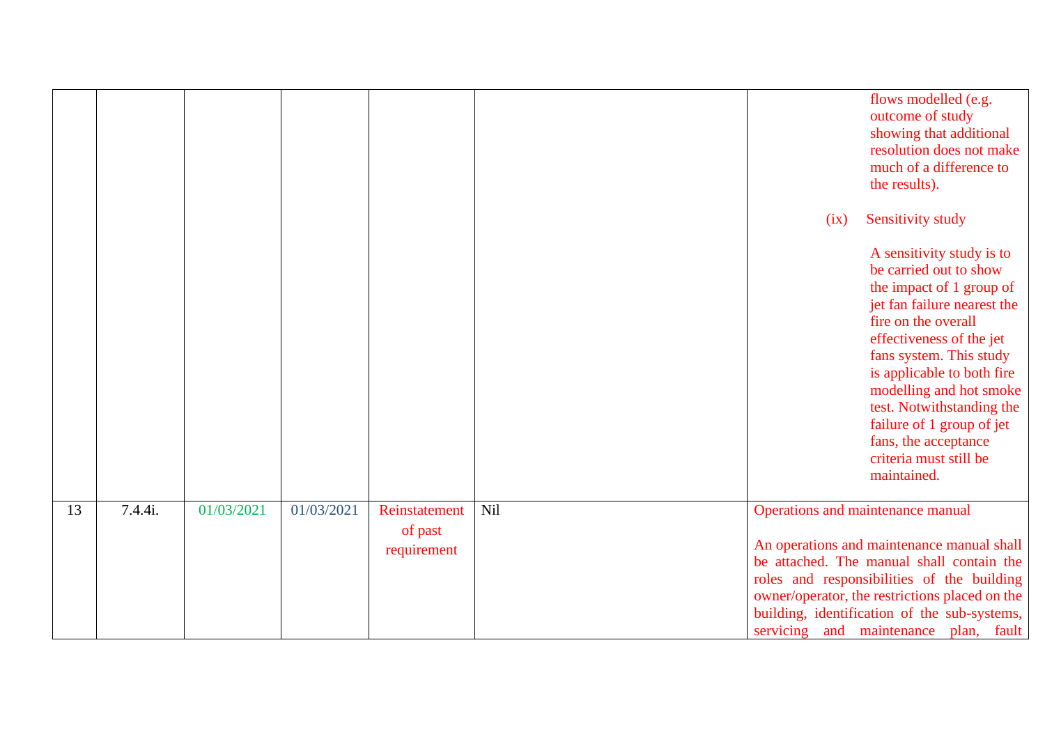| | | | | | | |
|---|---|---|---|---|---|---|
| | | | | | | flows modelled (e.g. outcome of study showing that additional resolution does not make much of a difference to the results).<br><br>(ix) Sensitivity study<br><br>A sensitivity study is to be carried out to show the impact of 1 group of jet fan failure nearest the fire on the overall effectiveness of the jet fans system. This study is applicable to both fire modelling and hot smoke test. Notwithstanding the failure of 1 group of jet fans, the acceptance criteria must still be maintained. |
| 13 | 7.4.4i. | 01/03/2021 | 01/03/2021 | Reinstatement of past requirement | Nil | Operations and maintenance manual<br><br>An operations and maintenance manual shall be attached. The manual shall contain the roles and responsibilities of the building owner/operator, the restrictions placed on the building, identification of the sub-systems, servicing and maintenance plan, fault |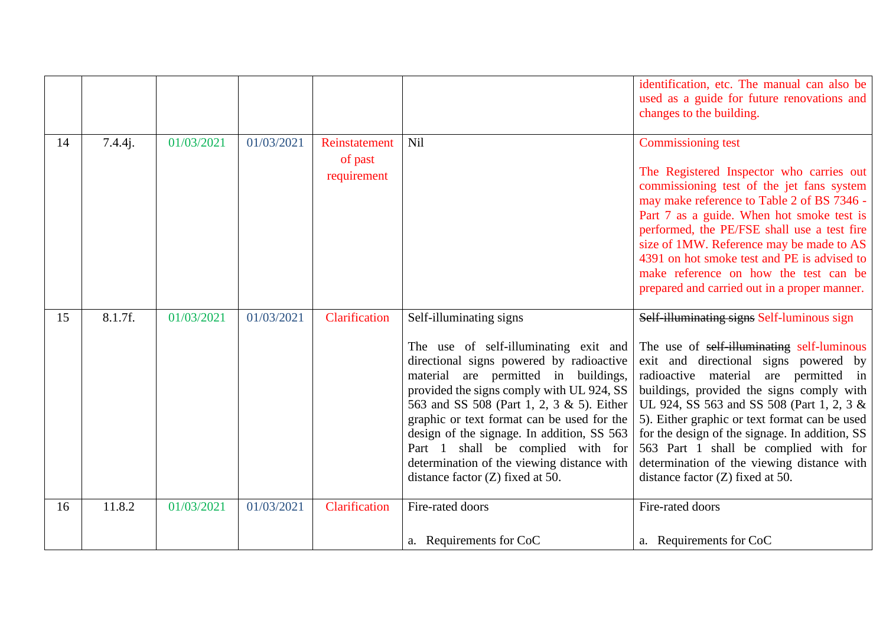| | | | | | | |
|---|---|---|---|---|---|---|
| | | | | | | identification, etc. The manual can also be used as a guide for future renovations and changes to the building. |
| 14 | 7.4.4j. | 01/03/2021 | 01/03/2021 | Reinstatement of past requirement | Nil | Commissioning test<br><br>The Registered Inspector who carries out commissioning test of the jet fans system may make reference to Table 2 of BS 7346 - Part 7 as a guide. When hot smoke test is performed, the PE/FSE shall use a test fire size of 1MW. Reference may be made to AS 4391 on hot smoke test and PE is advised to make reference on how the test can be prepared and carried out in a proper manner. |
| 15 | 8.1.7f. | 01/03/2021 | 01/03/2021 | Clarification | Self-illuminating signs<br><br>The use of self-illuminating exit and directional signs powered by radioactive material are permitted in buildings, provided the signs comply with UL 924, SS 563 and SS 508 (Part 1, 2, 3 & 5). Either graphic or text format can be used for the design of the signage. In addition, SS 563 Part 1 shall be complied with for determination of the viewing distance with distance factor (Z) fixed at 50. | ~~Self-illuminating signs~~ Self-luminous sign<br><br>The use of ~~self-illuminating~~ self-luminous exit and directional signs powered by radioactive material are permitted in buildings, provided the signs comply with UL 924, SS 563 and SS 508 (Part 1, 2, 3 & 5). Either graphic or text format can be used for the design of the signage. In addition, SS 563 Part 1 shall be complied with for determination of the viewing distance with distance factor (Z) fixed at 50. |
| 16 | 11.8.2 | 01/03/2021 | 01/03/2021 | Clarification | Fire-rated doors<br><br>a. Requirements for CoC | Fire-rated doors<br><br>a. Requirements for CoC |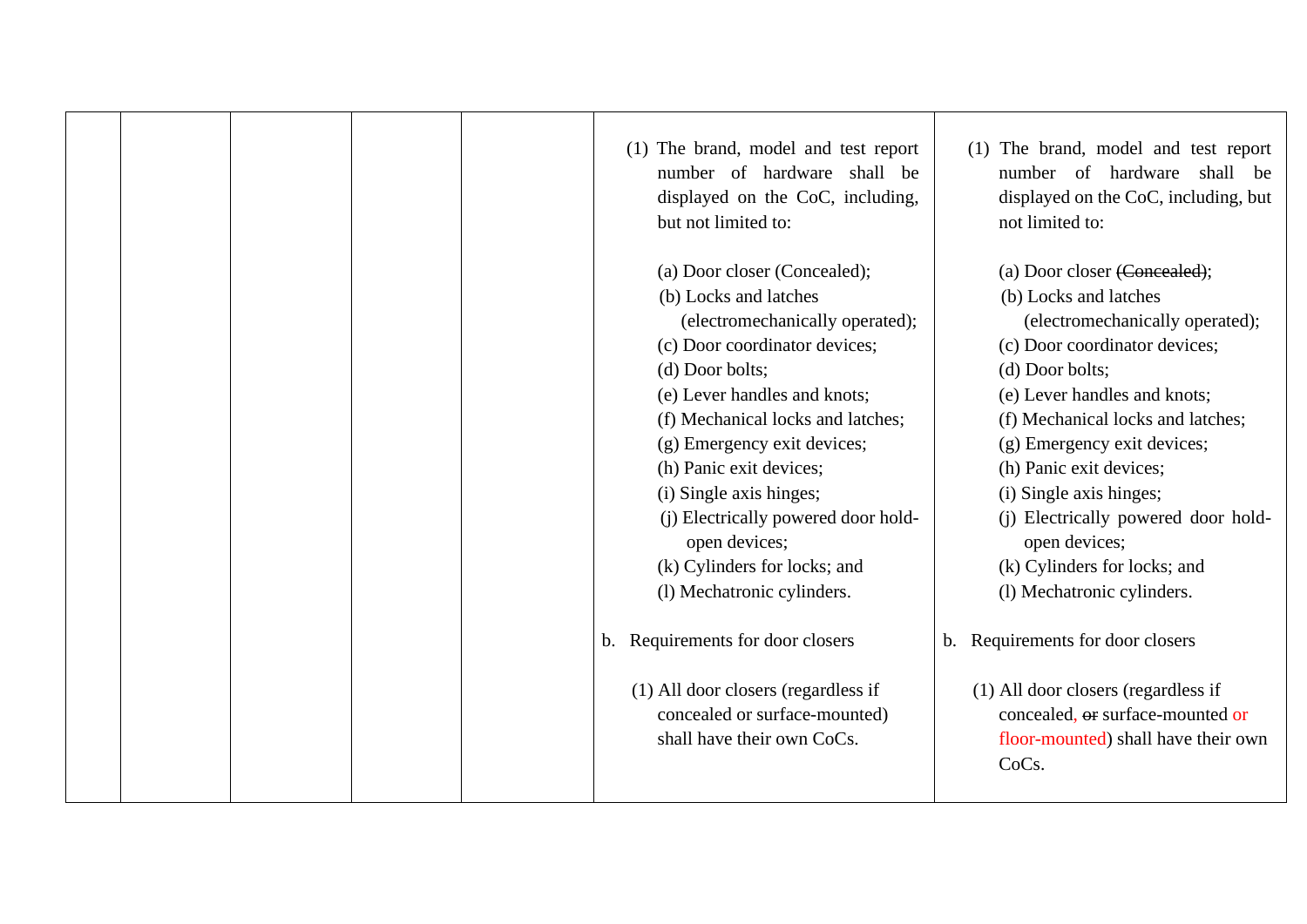| | | | | | | |
|---|---|---|---|---|---|---|
| | | | | | (1) The brand, model and test report number of hardware shall be displayed on the CoC, including, but not limited to:<br><br>(a) Door closer (Concealed);<br>(b) Locks and latches (electromechanically operated);<br>(c) Door coordinator devices;<br>(d) Door bolts;<br>(e) Lever handles and knots;<br>(f) Mechanical locks and latches;<br>(g) Emergency exit devices;<br>(h) Panic exit devices;<br>(i) Single axis hinges;<br>(j) Electrically powered door hold-open devices;<br>(k) Cylinders for locks; and<br>(l) Mechatronic cylinders.<br><br>b. Requirements for door closers<br><br>(1) All door closers (regardless if concealed or surface-mounted) shall have their own CoCs. | (1) The brand, model and test report number of hardware shall be displayed on the CoC, including, but not limited to:<br><br>(a) Door closer ~~(Concealed)~~;<br>(b) Locks and latches (electromechanically operated);<br>(c) Door coordinator devices;<br>(d) Door bolts;<br>(e) Lever handles and knots;<br>(f) Mechanical locks and latches;<br>(g) Emergency exit devices;<br>(h) Panic exit devices;<br>(i) Single axis hinges;<br>(j) Electrically powered door hold-open devices;<br>(k) Cylinders for locks; and<br>(l) Mechatronic cylinders.<br><br>b. Requirements for door closers<br><br>(1) All door closers (regardless if concealed, ~~or~~ surface-mounted or floor-mounted) shall have their own CoCs. |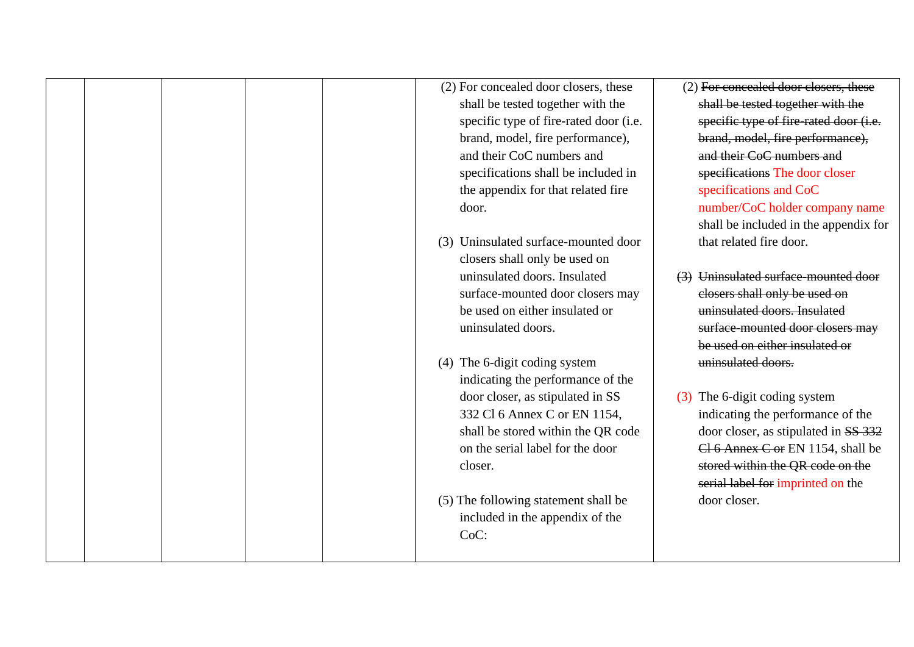| | | | | | | |
|---|---|---|---|---|---|---|
| | | | | | (2) For concealed door closers, these shall be tested together with the specific type of fire-rated door (i.e. brand, model, fire performance), and their CoC numbers and specifications shall be included in the appendix for that related fire door.<br><br>(3) Uninsulated surface-mounted door closers shall only be used on uninsulated doors. Insulated surface-mounted door closers may be used on either insulated or uninsulated doors.<br><br>(4) The 6-digit coding system indicating the performance of the door closer, as stipulated in SS 332 Cl 6 Annex C or EN 1154, shall be stored within the QR code on the serial label for the door closer.<br><br>(5) The following statement shall be included in the appendix of the CoC: | (2) ~~For concealed door closers, these shall be tested together with the specific type of fire-rated door (i.e. brand, model, fire performance), and their CoC numbers and specifications~~ The door closer specifications and CoC number/CoC holder company name shall be included in the appendix for that related fire door.<br><br>~~(3) Uninsulated surface-mounted door closers shall only be used on uninsulated doors. Insulated surface-mounted door closers may be used on either insulated or uninsulated doors.~~<br><br>(3) The 6-digit coding system indicating the performance of the door closer, as stipulated in ~~SS 332 Cl 6 Annex C or~~ EN 1154, shall be ~~stored within the QR code on the serial label for~~ imprinted on the door closer. |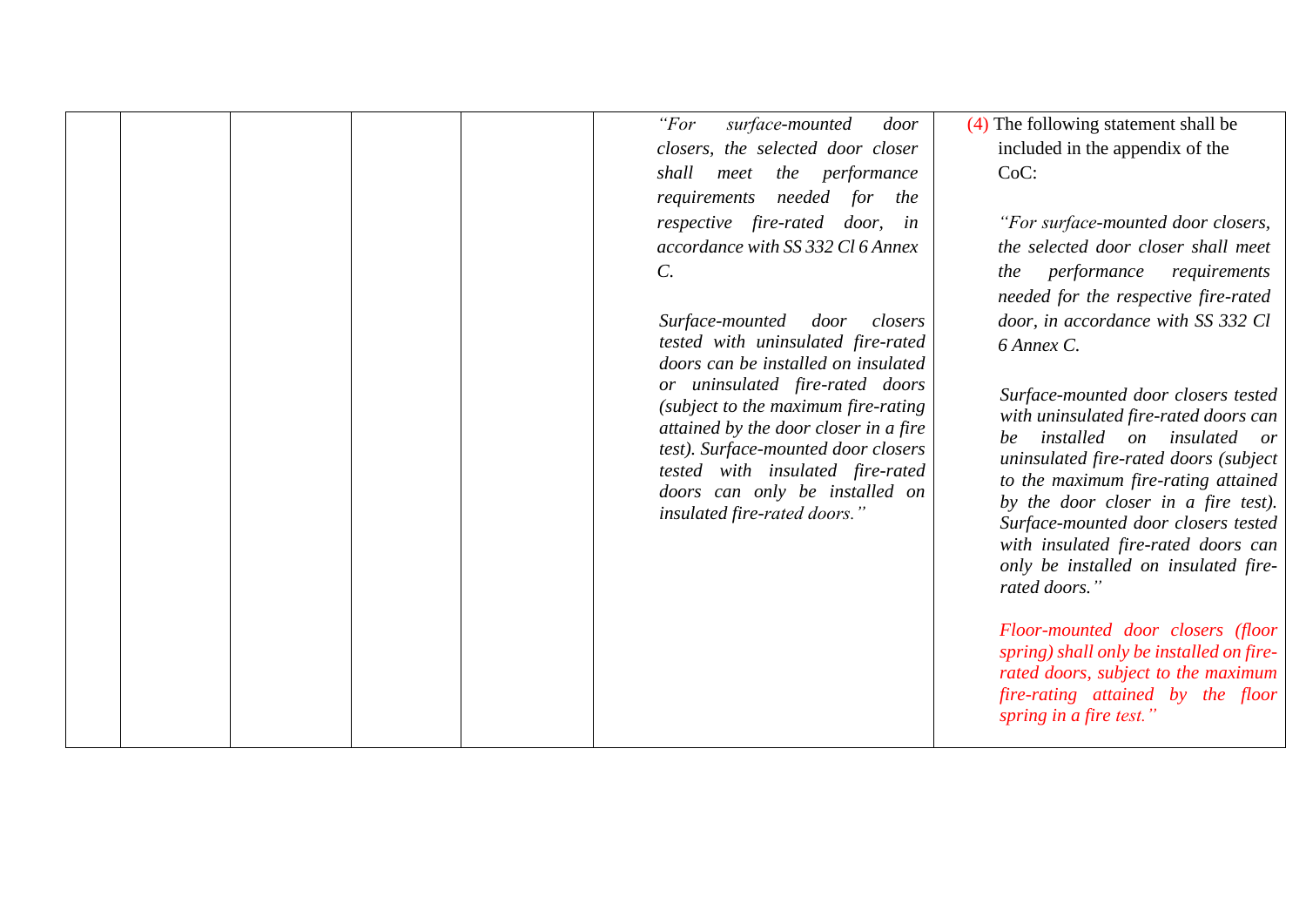| | | | | | | |
|---|---|---|---|---|---|---|
| | | | | | *"For surface-mounted door closers, the selected door closer shall meet the performance requirements needed for the respective fire-rated door, in accordance with SS 332 Cl 6 Annex C.*<br><br>*Surface-mounted door closers tested with uninsulated fire-rated doors can be installed on insulated or uninsulated fire-rated doors (subject to the maximum fire-rating attained by the door closer in a fire test). Surface-mounted door closers tested with insulated fire-rated doors can only be installed on insulated fire-rated doors."* | (4) The following statement shall be included in the appendix of the CoC:<br><br>*"For surface-mounted door closers, the selected door closer shall meet the performance requirements needed for the respective fire-rated door, in accordance with SS 332 Cl 6 Annex C.*<br><br>*Surface-mounted door closers tested with uninsulated fire-rated doors can be installed on insulated or uninsulated fire-rated doors (subject to the maximum fire-rating attained by the door closer in a fire test). Surface-mounted door closers tested with insulated fire-rated doors can only be installed on insulated fire-rated doors."*<br><br>*Floor-mounted door closers (floor spring) shall only be installed on fire-rated doors, subject to the maximum fire-rating attained by the floor spring in a fire test."* |